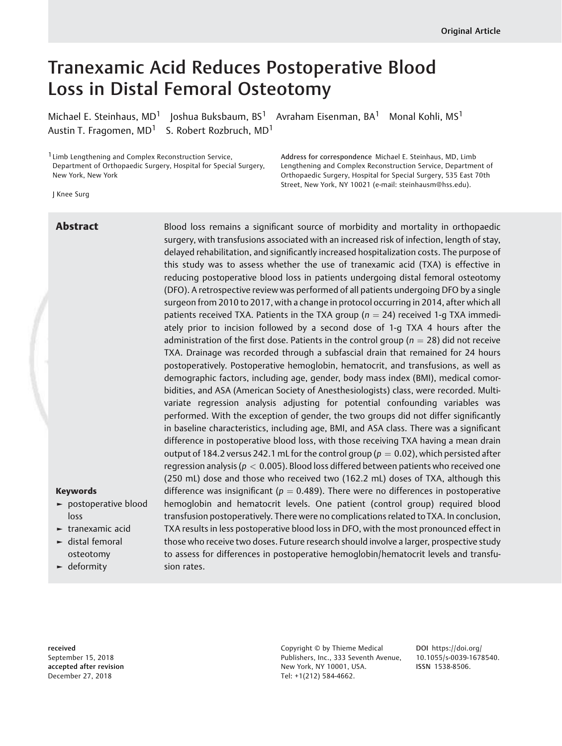Original Article

# Tranexamic Acid Reduces Postoperative Blood Loss in Distal Femoral Osteotomy

Michael E. Steinhaus, MD[1] Joshua Buksbaum, BS[1] Avraham Eisenman, BA[1] Monal Kohli, MS[1] Austin T. Fragomen, MD[1] S. Robert Rozbruch, MD[1]

[1] Limb Lengthening and Complex Reconstruction Service, Department of Orthopaedic Surgery, Hospital for Special Surgery, New York, New York

**Address for correspondence** Michael E. Steinhaus, MD, Limb Lengthening and Complex Reconstruction Service, Department of Orthopaedic Surgery, Hospital for Special Surgery, 535 East 70th Street, New York, NY 10021 (e-mail: steinhausm@hss.edu).

J Knee Surg

## Abstract

Blood loss remains a significant source of morbidity and mortality in orthopaedic surgery, with transfusions associated with an increased risk of infection, length of stay, delayed rehabilitation, and significantly increased hospitalization costs. The purpose of this study was to assess whether the use of tranexamic acid (TXA) is effective in reducing postoperative blood loss in patients undergoing distal femoral osteotomy (DFO). A retrospective review was performed of all patients undergoing DFO by a single surgeon from 2010 to 2017, with a change in protocol occurring in 2014, after which all patients received TXA. Patients in the TXA group ($n = 24$) received 1-g TXA immediately prior to incision followed by a second dose of 1-g TXA 4 hours after the administration of the first dose. Patients in the control group ($n = 28$) did not receive TXA. Drainage was recorded through a subfascial drain that remained for 24 hours postoperatively. Postoperative hemoglobin, hematocrit, and transfusions, as well as demographic factors, including age, gender, body mass index (BMI), medical comorbidities, and ASA (American Society of Anesthesiologists) class, were recorded. Multivariate regression analysis adjusting for potential confounding variables was performed. With the exception of gender, the two groups did not differ significantly in baseline characteristics, including age, BMI, and ASA class. There was a significant difference in postoperative blood loss, with those receiving TXA having a mean drain output of 184.2 versus 242.1 mL for the control group ($p = 0.02$), which persisted after regression analysis ($p < 0.005$). Blood loss differed between patients who received one (250 mL) dose and those who received two (162.2 mL) doses of TXA, although this difference was insignificant ($p = 0.489$). There were no differences in postoperative hemoglobin and hematocrit levels. One patient (control group) required blood transfusion postoperatively. There were no complications related to TXA. In conclusion, TXA results in less postoperative blood loss in DFO, with the most pronounced effect in those who receive two doses. Future research should involve a larger, prospective study to assess for differences in postoperative hemoglobin/hematocrit levels and transfusion rates.

**Keywords**

- postoperative blood loss
- tranexamic acid
- distal femoral osteotomy
- deformity

**received** September 15, 2018
**accepted after revision** December 27, 2018

Copyright © by Thieme Medical Publishers, Inc., 333 Seventh Avenue, New York, NY 10001, USA. Tel: +1(212) 584-4662.

**DOI** https://doi.org/10.1055/s-0039-1678540.
**ISSN** 1538-8506.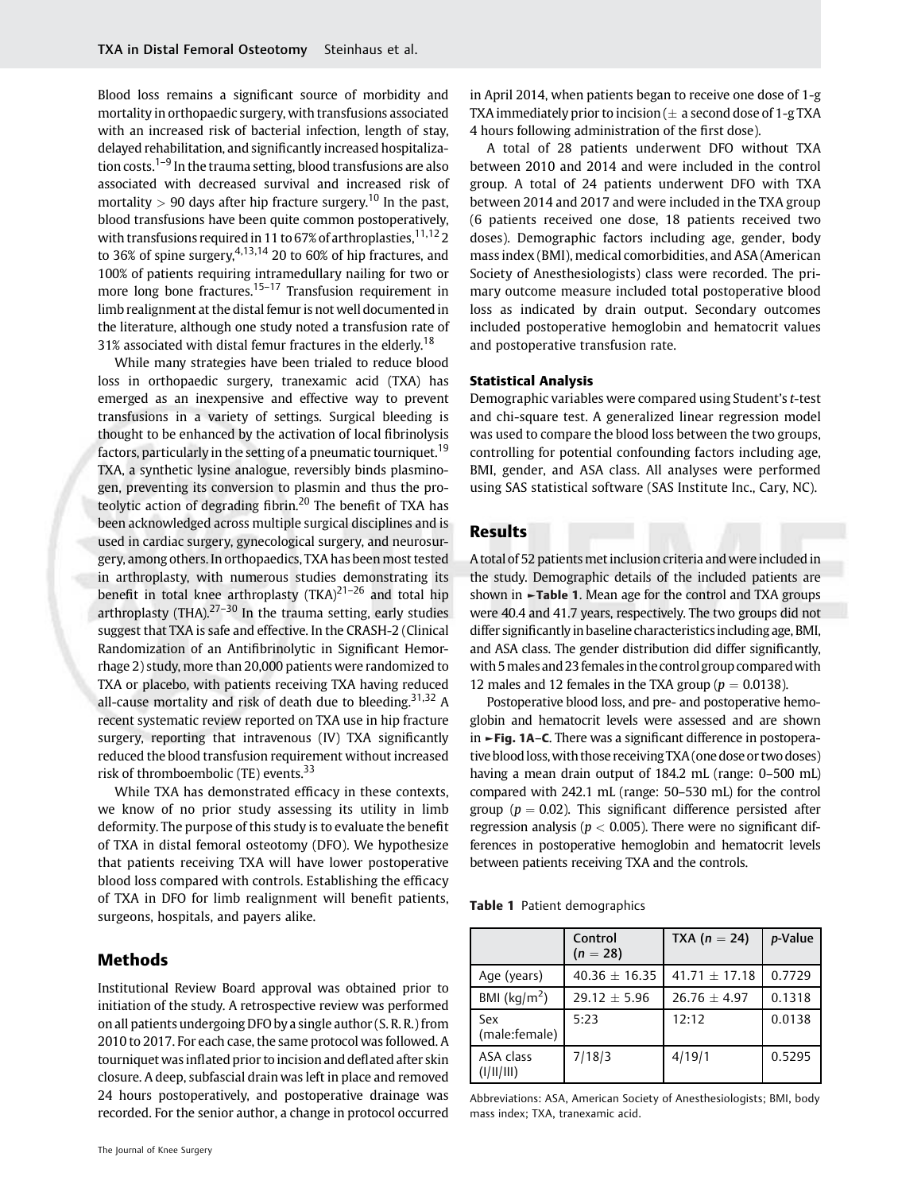Blood loss remains a significant source of morbidity and mortality in orthopaedic surgery, with transfusions associated with an increased risk of bacterial infection, length of stay, delayed rehabilitation, and significantly increased hospitalization costs.[1–9] In the trauma setting, blood transfusions are also associated with decreased survival and increased risk of mortality > 90 days after hip fracture surgery.[10] In the past, blood transfusions have been quite common postoperatively, with transfusions required in 11 to 67% of arthroplasties,[11,12] 2 to 36% of spine surgery,[4,13,14] 20 to 60% of hip fractures, and 100% of patients requiring intramedullary nailing for two or more long bone fractures.[15–17] Transfusion requirement in limb realignment at the distal femur is not well documented in the literature, although one study noted a transfusion rate of 31% associated with distal femur fractures in the elderly.[18]

While many strategies have been trialed to reduce blood loss in orthopaedic surgery, tranexamic acid (TXA) has emerged as an inexpensive and effective way to prevent transfusions in a variety of settings. Surgical bleeding is thought to be enhanced by the activation of local fibrinolysis factors, particularly in the setting of a pneumatic tourniquet.[19] TXA, a synthetic lysine analogue, reversibly binds plasminogen, preventing its conversion to plasmin and thus the proteolytic action of degrading fibrin.[20] The benefit of TXA has been acknowledged across multiple surgical disciplines and is used in cardiac surgery, gynecological surgery, and neurosurgery, among others. In orthopaedics, TXA has been most tested in arthroplasty, with numerous studies demonstrating its benefit in total knee arthroplasty (TKA)[21–26] and total hip arthroplasty (THA).[27–30] In the trauma setting, early studies suggest that TXA is safe and effective. In the CRASH-2 (Clinical Randomization of an Antifibrinolytic in Significant Hemorrhage 2) study, more than 20,000 patients were randomized to TXA or placebo, with patients receiving TXA having reduced all-cause mortality and risk of death due to bleeding.[31,32] A recent systematic review reported on TXA use in hip fracture surgery, reporting that intravenous (IV) TXA significantly reduced the blood transfusion requirement without increased risk of thromboembolic (TE) events.[33]

While TXA has demonstrated efficacy in these contexts, we know of no prior study assessing its utility in limb deformity. The purpose of this study is to evaluate the benefit of TXA in distal femoral osteotomy (DFO). We hypothesize that patients receiving TXA will have lower postoperative blood loss compared with controls. Establishing the efficacy of TXA in DFO for limb realignment will benefit patients, surgeons, hospitals, and payers alike.

## Methods

Institutional Review Board approval was obtained prior to initiation of the study. A retrospective review was performed on all patients undergoing DFO by a single author (S. R. R.) from 2010 to 2017. For each case, the same protocol was followed. A tourniquet was inflated prior to incision and deflated after skin closure. A deep, subfascial drain was left in place and removed 24 hours postoperatively, and postoperative drainage was recorded. For the senior author, a change in protocol occurred in April 2014, when patients began to receive one dose of 1-g TXA immediately prior to incision (± a second dose of 1-g TXA 4 hours following administration of the first dose).

A total of 28 patients underwent DFO without TXA between 2010 and 2014 and were included in the control group. A total of 24 patients underwent DFO with TXA between 2014 and 2017 and were included in the TXA group (6 patients received one dose, 18 patients received two doses). Demographic factors including age, gender, body mass index (BMI), medical comorbidities, and ASA (American Society of Anesthesiologists) class were recorded. The primary outcome measure included total postoperative blood loss as indicated by drain output. Secondary outcomes included postoperative hemoglobin and hematocrit values and postoperative transfusion rate.

### Statistical Analysis

Demographic variables were compared using Student's *t*-test and chi-square test. A generalized linear regression model was used to compare the blood loss between the two groups, controlling for potential confounding factors including age, BMI, gender, and ASA class. All analyses were performed using SAS statistical software (SAS Institute Inc., Cary, NC).

## Results

A total of 52 patients met inclusion criteria and were included in the study. Demographic details of the included patients are shown in ►**Table 1**. Mean age for the control and TXA groups were 40.4 and 41.7 years, respectively. The two groups did not differ significantly in baseline characteristics including age, BMI, and ASA class. The gender distribution did differ significantly, with 5 males and 23 females in the control group compared with 12 males and 12 females in the TXA group ($p = 0.0138$).

Postoperative blood loss, and pre- and postoperative hemoglobin and hematocrit levels were assessed and are shown in ►**Fig. 1A–C**. There was a significant difference in postoperative blood loss, with those receiving TXA (one dose or two doses) having a mean drain output of 184.2 mL (range: 0–500 mL) compared with 242.1 mL (range: 50–530 mL) for the control group ($p = 0.02$). This significant difference persisted after regression analysis ($p < 0.005$). There were no significant differences in postoperative hemoglobin and hematocrit levels between patients receiving TXA and the controls.

**Table 1** Patient demographics

| | Control ($n = 28$) | TXA ($n = 24$) | *p*-Value |
|---|---|---|---|
| Age (years) | 40.36 ± 16.35 | 41.71 ± 17.18 | 0.7729 |
| BMI (kg/m$^2$) | 29.12 ± 5.96 | 26.76 ± 4.97 | 0.1318 |
| Sex (male:female) | 5:23 | 12:12 | 0.0138 |
| ASA class (I/II/III) | 7/18/3 | 4/19/1 | 0.5295 |

Abbreviations: ASA, American Society of Anesthesiologists; BMI, body mass index; TXA, tranexamic acid.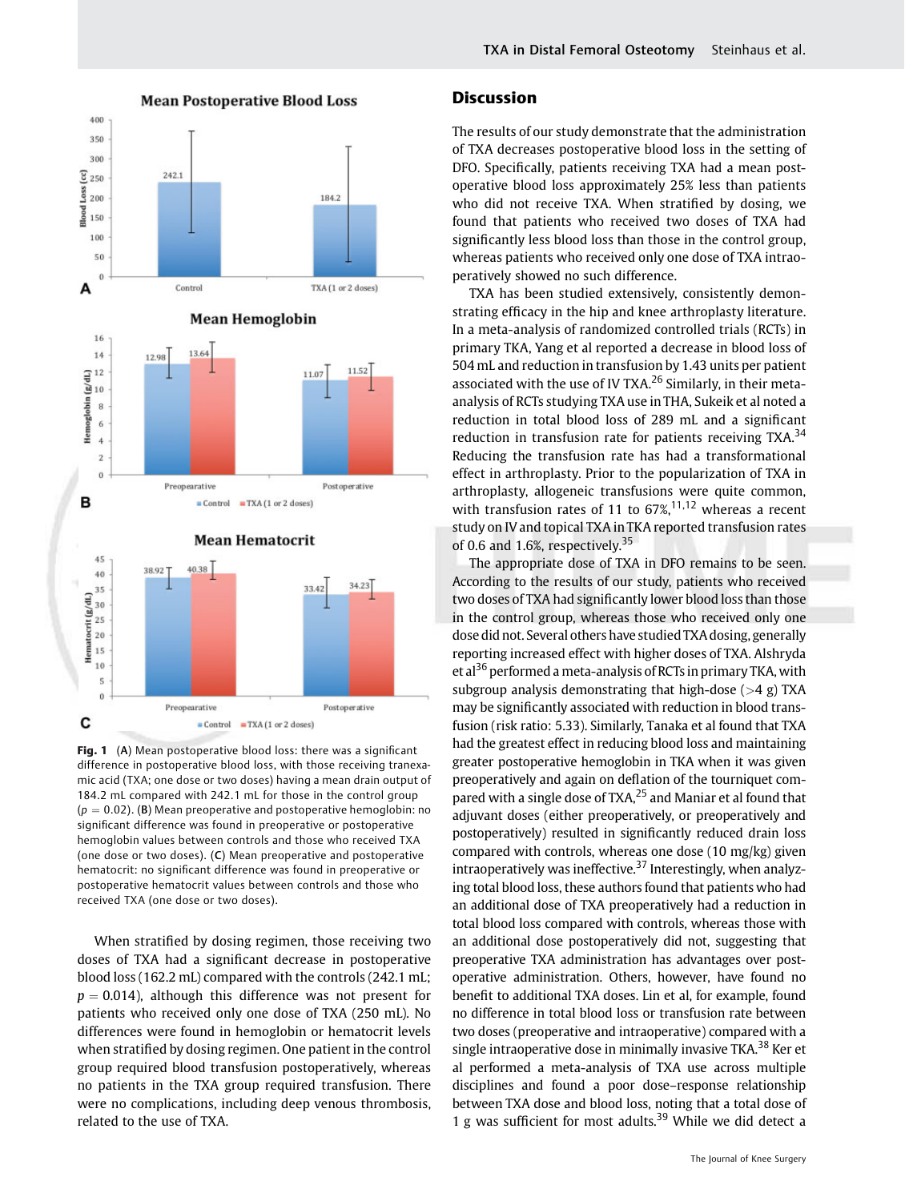**Fig. 1** (**A**) Mean postoperative blood loss: there was a significant difference in postoperative blood loss, with those receiving tranexamic acid (TXA; one dose or two doses) having a mean drain output of 184.2 mL compared with 242.1 mL for those in the control group ($p = 0.02$). (**B**) Mean preoperative and postoperative hemoglobin: no significant difference was found in preoperative or postoperative hemoglobin values between controls and those who received TXA (one dose or two doses). (**C**) Mean preoperative and postoperative hematocrit: no significant difference was found in preoperative or postoperative hematocrit values between controls and those who received TXA (one dose or two doses).

When stratified by dosing regimen, those receiving two doses of TXA had a significant decrease in postoperative blood loss (162.2 mL) compared with the controls (242.1 mL; $p = 0.014$), although this difference was not present for patients who received only one dose of TXA (250 mL). No differences were found in hemoglobin or hematocrit levels when stratified by dosing regimen. One patient in the control group required blood transfusion postoperatively, whereas no patients in the TXA group required transfusion. There were no complications, including deep venous thrombosis, related to the use of TXA.

## Discussion

The results of our study demonstrate that the administration of TXA decreases postoperative blood loss in the setting of DFO. Specifically, patients receiving TXA had a mean postoperative blood loss approximately 25% less than patients who did not receive TXA. When stratified by dosing, we found that patients who received two doses of TXA had significantly less blood loss than those in the control group, whereas patients who received only one dose of TXA intraoperatively showed no such difference.

TXA has been studied extensively, consistently demonstrating efficacy in the hip and knee arthroplasty literature. In a meta-analysis of randomized controlled trials (RCTs) in primary TKA, Yang et al reported a decrease in blood loss of 504 mL and reduction in transfusion by 1.43 units per patient associated with the use of IV TXA.[26] Similarly, in their meta-analysis of RCTs studying TXA use in THA, Sukeik et al noted a reduction in total blood loss of 289 mL and a significant reduction in transfusion rate for patients receiving TXA.[34] Reducing the transfusion rate has had a transformational effect in arthroplasty. Prior to the popularization of TXA in arthroplasty, allogeneic transfusions were quite common, with transfusion rates of 11 to 67%,[11,12] whereas a recent study on IV and topical TXA in TKA reported transfusion rates of 0.6 and 1.6%, respectively.[35]

The appropriate dose of TXA in DFO remains to be seen. According to the results of our study, patients who received two doses of TXA had significantly lower blood loss than those in the control group, whereas those who received only one dose did not. Several others have studied TXA dosing, generally reporting increased effect with higher doses of TXA. Alshryda et al[36] performed a meta-analysis of RCTs in primary TKA, with subgroup analysis demonstrating that high-dose (>4 g) TXA may be significantly associated with reduction in blood transfusion (risk ratio: 5.33). Similarly, Tanaka et al found that TXA had the greatest effect in reducing blood loss and maintaining greater postoperative hemoglobin in TKA when it was given preoperatively and again on deflation of the tourniquet compared with a single dose of TXA,[25] and Maniar et al found that adjuvant doses (either preoperatively, or preoperatively and postoperatively) resulted in significantly reduced drain loss compared with controls, whereas one dose (10 mg/kg) given intraoperatively was ineffective.[37] Interestingly, when analyzing total blood loss, these authors found that patients who had an additional dose of TXA preoperatively had a reduction in total blood loss compared with controls, whereas those with an additional dose postoperatively did not, suggesting that preoperative TXA administration has advantages over postoperative administration. Others, however, have found no benefit to additional TXA doses. Lin et al, for example, found no difference in total blood loss or transfusion rate between two doses (preoperative and intraoperative) compared with a single intraoperative dose in minimally invasive TKA.[38] Ker et al performed a meta-analysis of TXA use across multiple disciplines and found a poor dose–response relationship between TXA dose and blood loss, noting that a total dose of 1 g was sufficient for most adults.[39] While we did detect a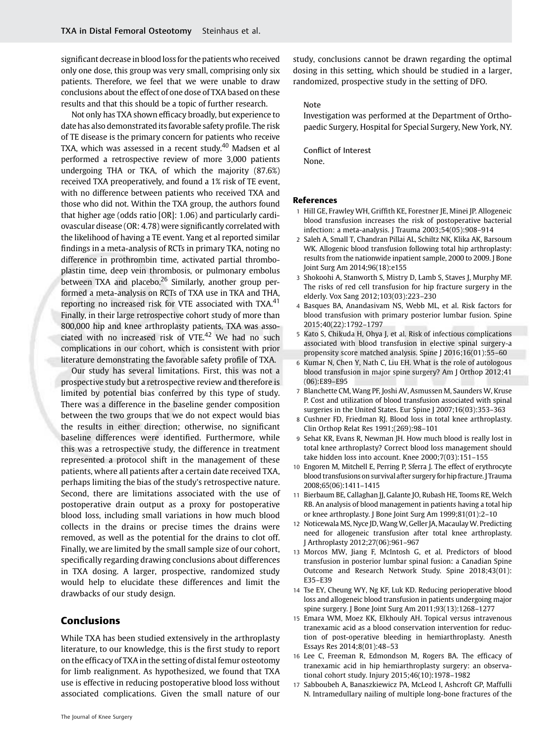significant decrease in blood loss for the patients who received only one dose, this group was very small, comprising only six patients. Therefore, we feel that we were unable to draw conclusions about the effect of one dose of TXA based on these results and that this should be a topic of further research.

Not only has TXA shown efficacy broadly, but experience to date has also demonstrated its favorable safety profile. The risk of TE disease is the primary concern for patients who receive TXA, which was assessed in a recent study.[40] Madsen et al performed a retrospective review of more 3,000 patients undergoing THA or TKA, of which the majority (87.6%) received TXA preoperatively, and found a 1% risk of TE event, with no difference between patients who received TXA and those who did not. Within the TXA group, the authors found that higher age (odds ratio [OR]: 1.06) and particularly cardiovascular disease (OR: 4.78) were significantly correlated with the likelihood of having a TE event. Yang et al reported similar findings in a meta-analysis of RCTs in primary TKA, noting no difference in prothrombin time, activated partial thromboplastin time, deep vein thrombosis, or pulmonary embolus between TXA and placebo.[26] Similarly, another group performed a meta-analysis on RCTs of TXA use in TKA and THA, reporting no increased risk for VTE associated with TXA.[41] Finally, in their large retrospective cohort study of more than 800,000 hip and knee arthroplasty patients, TXA was associated with no increased risk of VTE.[42] We had no such complications in our cohort, which is consistent with prior literature demonstrating the favorable safety profile of TXA.

Our study has several limitations. First, this was not a prospective study but a retrospective review and therefore is limited by potential bias conferred by this type of study. There was a difference in the baseline gender composition between the two groups that we do not expect would bias the results in either direction; otherwise, no significant baseline differences were identified. Furthermore, while this was a retrospective study, the difference in treatment represented a protocol shift in the management of these patients, where all patients after a certain date received TXA, perhaps limiting the bias of the study's retrospective nature. Second, there are limitations associated with the use of postoperative drain output as a proxy for postoperative blood loss, including small variations in how much blood collects in the drains or precise times the drains were removed, as well as the potential for the drains to clot off. Finally, we are limited by the small sample size of our cohort, specifically regarding drawing conclusions about differences in TXA dosing. A larger, prospective, randomized study would help to elucidate these differences and limit the drawbacks of our study design.

## Conclusions

While TXA has been studied extensively in the arthroplasty literature, to our knowledge, this is the first study to report on the efficacy of TXA in the setting of distal femur osteotomy for limb realignment. As hypothesized, we found that TXA use is effective in reducing postoperative blood loss without associated complications. Given the small nature of our study, conclusions cannot be drawn regarding the optimal dosing in this setting, which should be studied in a larger, randomized, prospective study in the setting of DFO.

Note

Investigation was performed at the Department of Orthopaedic Surgery, Hospital for Special Surgery, New York, NY.

Conflict of Interest

None.

## References

1. Hill GE, Frawley WH, Griffith KE, Forestner JE, Minei JP. Allogeneic blood transfusion increases the risk of postoperative bacterial infection: a meta-analysis. J Trauma 2003;54(05):908–914
2. Saleh A, Small T, Chandran Pillai AL, Schiltz NK, Klika AK, Barsoum WK. Allogenic blood transfusion following total hip arthroplasty: results from the nationwide inpatient sample, 2000 to 2009. J Bone Joint Surg Am 2014;96(18):e155
3. Shokoohi A, Stanworth S, Mistry D, Lamb S, Staves J, Murphy MF. The risks of red cell transfusion for hip fracture surgery in the elderly. Vox Sang 2012;103(03):223–230
4. Basques BA, Anandasivam NS, Webb ML, et al. Risk factors for blood transfusion with primary posterior lumbar fusion. Spine 2015;40(22):1792–1797
5. Kato S, Chikuda H, Ohya J, et al. Risk of infectious complications associated with blood transfusion in elective spinal surgery-a propensity score matched analysis. Spine J 2016;16(01):55–60
6. Kumar N, Chen Y, Nath C, Liu EH. What is the role of autologous blood transfusion in major spine surgery? Am J Orthop 2012;41 (06):E89–E95
7. Blanchette CM, Wang PF, Joshi AV, Asmussen M, Saunders W, Kruse P. Cost and utilization of blood transfusion associated with spinal surgeries in the United States. Eur Spine J 2007;16(03):353–363
8. Cushner FD, Friedman RJ. Blood loss in total knee arthroplasty. Clin Orthop Relat Res 1991;(269):98–101
9. Sehat KR, Evans R, Newman JH. How much blood is really lost in total knee arthroplasty? Correct blood loss management should take hidden loss into account. Knee 2000;7(03):151–155
10. Engoren M, Mitchell E, Perring P, Sferra J. The effect of erythrocyte blood transfusions on survival after surgery for hip fracture. J Trauma 2008;65(06):1411–1415
11. Bierbaum BE, Callaghan JJ, Galante JO, Rubash HE, Tooms RE, Welch RB. An analysis of blood management in patients having a total hip or knee arthroplasty. J Bone Joint Surg Am 1999;81(01):2–10
12. Noticewala MS, Nyce JD, Wang W, Geller JA, Macaulay W. Predicting need for allogeneic transfusion after total knee arthroplasty. J Arthroplasty 2012;27(06):961–967
13. Morcos MW, Jiang F, McIntosh G, et al. Predictors of blood transfusion in posterior lumbar spinal fusion: a Canadian Spine Outcome and Research Network Study. Spine 2018;43(01): E35–E39
14. Tse EY, Cheung WY, Ng KF, Luk KD. Reducing perioperative blood loss and allogeneic blood transfusion in patients undergoing major spine surgery. J Bone Joint Surg Am 2011;93(13):1268–1277
15. Emara WM, Moez KK, Elkhouly AH. Topical versus intravenous tranexamic acid as a blood conservation intervention for reduction of post-operative bleeding in hemiarthroplasty. Anesth Essays Res 2014;8(01):48–53
16. Lee C, Freeman R, Edmondson M, Rogers BA. The efficacy of tranexamic acid in hip hemiarthroplasty surgery: an observational cohort study. Injury 2015;46(10):1978–1982
17. Sabboubeh A, Banaszkiewicz PA, McLeod I, Ashcroft GP, Maffulli N. Intramedullary nailing of multiple long-bone fractures of the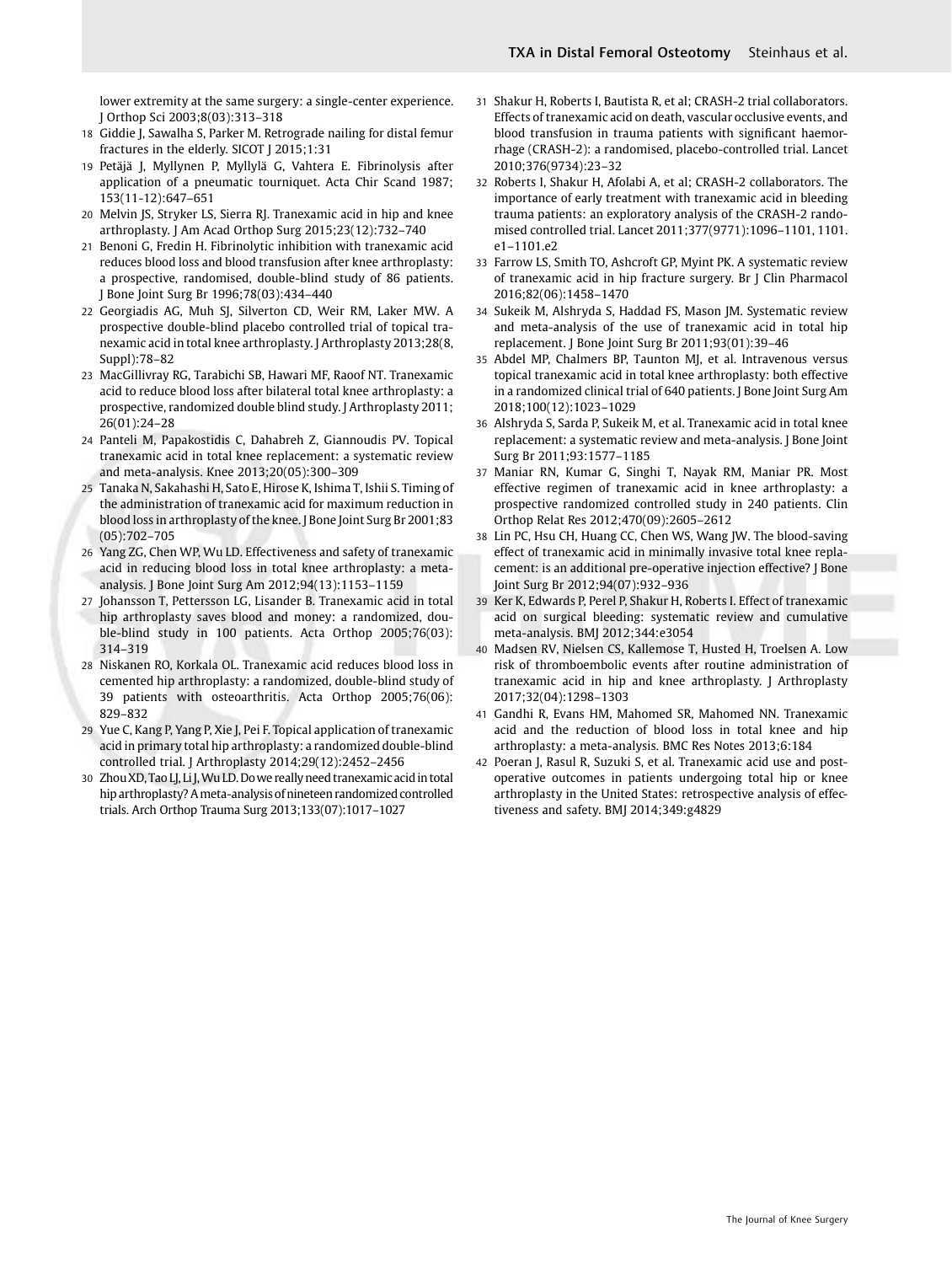lower extremity at the same surgery: a single-center experience. J Orthop Sci 2003;8(03):313–318

18 Giddie J, Sawalha S, Parker M. Retrograde nailing for distal femur fractures in the elderly. SICOT J 2015;1:31

19 Petäjä J, Myllynen P, Myllylä G, Vahtera E. Fibrinolysis after application of a pneumatic tourniquet. Acta Chir Scand 1987; 153(11-12):647–651

20 Melvin JS, Stryker LS, Sierra RJ. Tranexamic acid in hip and knee arthroplasty. J Am Acad Orthop Surg 2015;23(12):732–740

21 Benoni G, Fredin H. Fibrinolytic inhibition with tranexamic acid reduces blood loss and blood transfusion after knee arthroplasty: a prospective, randomised, double-blind study of 86 patients. J Bone Joint Surg Br 1996;78(03):434–440

22 Georgiadis AG, Muh SJ, Silverton CD, Weir RM, Laker MW. A prospective double-blind placebo controlled trial of topical tranexamic acid in total knee arthroplasty. J Arthroplasty 2013;28(8, Suppl):78–82

23 MacGillivray RG, Tarabichi SB, Hawari MF, Raoof NT. Tranexamic acid to reduce blood loss after bilateral total knee arthroplasty: a prospective, randomized double blind study. J Arthroplasty 2011; 26(01):24–28

24 Panteli M, Papakostidis C, Dahabreh Z, Giannoudis PV. Topical tranexamic acid in total knee replacement: a systematic review and meta-analysis. Knee 2013;20(05):300–309

25 Tanaka N, Sakahashi H, Sato E, Hirose K, Ishima T, Ishii S. Timing of the administration of tranexamic acid for maximum reduction in blood loss in arthroplasty of the knee. J Bone Joint Surg Br 2001;83 (05):702–705

26 Yang ZG, Chen WP, Wu LD. Effectiveness and safety of tranexamic acid in reducing blood loss in total knee arthroplasty: a meta-analysis. J Bone Joint Surg Am 2012;94(13):1153–1159

27 Johansson T, Pettersson LG, Lisander B. Tranexamic acid in total hip arthroplasty saves blood and money: a randomized, double-blind study in 100 patients. Acta Orthop 2005;76(03): 314–319

28 Niskanen RO, Korkala OL. Tranexamic acid reduces blood loss in cemented hip arthroplasty: a randomized, double-blind study of 39 patients with osteoarthritis. Acta Orthop 2005;76(06): 829–832

29 Yue C, Kang P, Yang P, Xie J, Pei F. Topical application of tranexamic acid in primary total hip arthroplasty: a randomized double-blind controlled trial. J Arthroplasty 2014;29(12):2452–2456

30 Zhou XD, Tao LJ, Li J, Wu LD. Do we really need tranexamic acid in total hip arthroplasty? A meta-analysis of nineteen randomized controlled trials. Arch Orthop Trauma Surg 2013;133(07):1017–1027

31 Shakur H, Roberts I, Bautista R, et al; CRASH-2 trial collaborators. Effects of tranexamic acid on death, vascular occlusive events, and blood transfusion in trauma patients with significant haemorrhage (CRASH-2): a randomised, placebo-controlled trial. Lancet 2010;376(9734):23–32

32 Roberts I, Shakur H, Afolabi A, et al; CRASH-2 collaborators. The importance of early treatment with tranexamic acid in bleeding trauma patients: an exploratory analysis of the CRASH-2 randomised controlled trial. Lancet 2011;377(9771):1096–1101, 1101. e1–1101.e2

33 Farrow LS, Smith TO, Ashcroft GP, Myint PK. A systematic review of tranexamic acid in hip fracture surgery. Br J Clin Pharmacol 2016;82(06):1458–1470

34 Sukeik M, Alshryda S, Haddad FS, Mason JM. Systematic review and meta-analysis of the use of tranexamic acid in total hip replacement. J Bone Joint Surg Br 2011;93(01):39–46

35 Abdel MP, Chalmers BP, Taunton MJ, et al. Intravenous versus topical tranexamic acid in total knee arthroplasty: both effective in a randomized clinical trial of 640 patients. J Bone Joint Surg Am 2018;100(12):1023–1029

36 Alshryda S, Sarda P, Sukeik M, et al. Tranexamic acid in total knee replacement: a systematic review and meta-analysis. J Bone Joint Surg Br 2011;93:1577–1185

37 Maniar RN, Kumar G, Singhi T, Nayak RM, Maniar PR. Most effective regimen of tranexamic acid in knee arthroplasty: a prospective randomized controlled study in 240 patients. Clin Orthop Relat Res 2012;470(09):2605–2612

38 Lin PC, Hsu CH, Huang CC, Chen WS, Wang JW. The blood-saving effect of tranexamic acid in minimally invasive total knee replacement: is an additional pre-operative injection effective? J Bone Joint Surg Br 2012;94(07):932–936

39 Ker K, Edwards P, Perel P, Shakur H, Roberts I. Effect of tranexamic acid on surgical bleeding: systematic review and cumulative meta-analysis. BMJ 2012;344:e3054

40 Madsen RV, Nielsen CS, Kallemose T, Husted H, Troelsen A. Low risk of thromboembolic events after routine administration of tranexamic acid in hip and knee arthroplasty. J Arthroplasty 2017;32(04):1298–1303

41 Gandhi R, Evans HM, Mahomed SR, Mahomed NN. Tranexamic acid and the reduction of blood loss in total knee and hip arthroplasty: a meta-analysis. BMC Res Notes 2013;6:184

42 Poeran J, Rasul R, Suzuki S, et al. Tranexamic acid use and postoperative outcomes in patients undergoing total hip or knee arthroplasty in the United States: retrospective analysis of effectiveness and safety. BMJ 2014;349:g4829